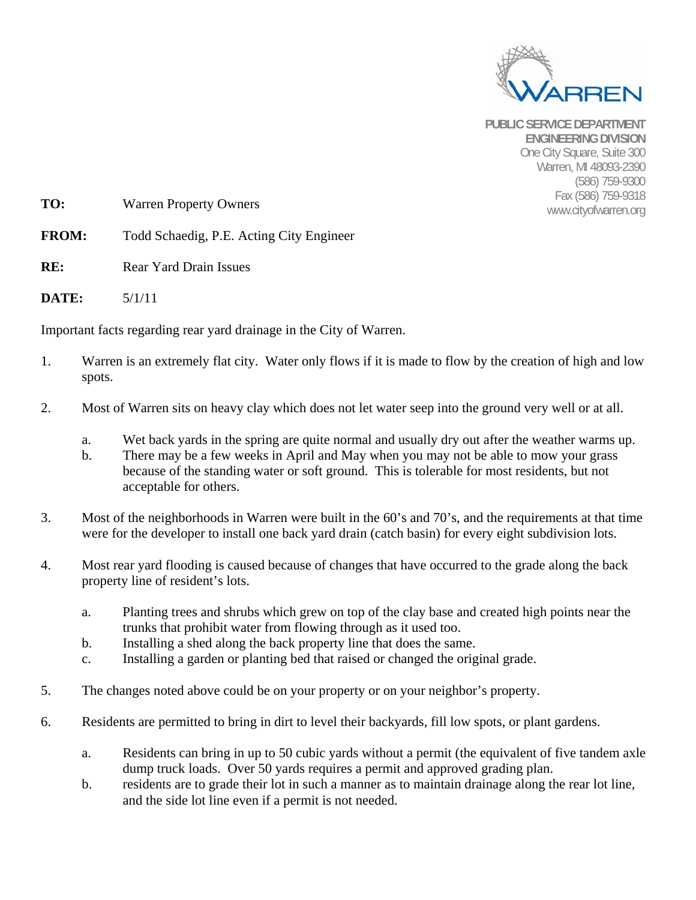WARREN

**PUBLIC SERVICE DEPARTMENT**
**ENGINEERING DIVISION**
One City Square, Suite 300
Warren, MI 48093-2390
(586) 759-9300
Fax (586) 759-9318
www.cityofwarren.org

**TO:** Warren Property Owners

**FROM:** Todd Schaedig, P.E. Acting City Engineer

**RE:** Rear Yard Drain Issues

**DATE:** 5/1/11

Important facts regarding rear yard drainage in the City of Warren.

1. Warren is an extremely flat city. Water only flows if it is made to flow by the creation of high and low spots.

2. Most of Warren sits on heavy clay which does not let water seep into the ground very well or at all.

   a. Wet back yards in the spring are quite normal and usually dry out after the weather warms up.
   b. There may be a few weeks in April and May when you may not be able to mow your grass because of the standing water or soft ground. This is tolerable for most residents, but not acceptable for others.

3. Most of the neighborhoods in Warren were built in the 60's and 70's, and the requirements at that time were for the developer to install one back yard drain (catch basin) for every eight subdivision lots.

4. Most rear yard flooding is caused because of changes that have occurred to the grade along the back property line of resident's lots.

   a. Planting trees and shrubs which grew on top of the clay base and created high points near the trunks that prohibit water from flowing through as it used too.
   b. Installing a shed along the back property line that does the same.
   c. Installing a garden or planting bed that raised or changed the original grade.

5. The changes noted above could be on your property or on your neighbor's property.

6. Residents are permitted to bring in dirt to level their backyards, fill low spots, or plant gardens.

   a. Residents can bring in up to 50 cubic yards without a permit (the equivalent of five tandem axle dump truck loads. Over 50 yards requires a permit and approved grading plan.
   b. residents are to grade their lot in such a manner as to maintain drainage along the rear lot line, and the side lot line even if a permit is not needed.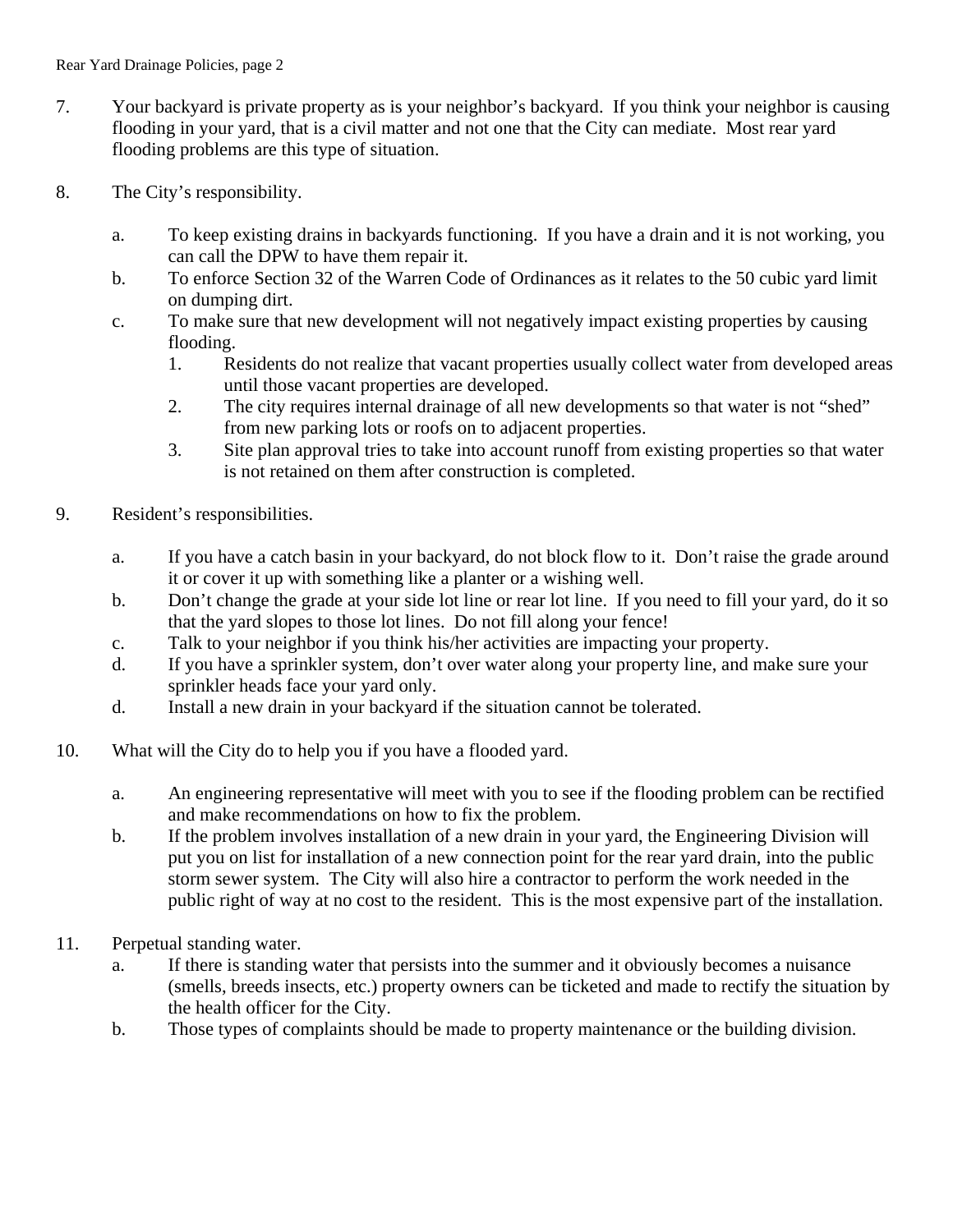7. Your backyard is private property as is your neighbor's backyard. If you think your neighbor is causing flooding in your yard, that is a civil matter and not one that the City can mediate. Most rear yard flooding problems are this type of situation.

8. The City's responsibility.

   a. To keep existing drains in backyards functioning. If you have a drain and it is not working, you can call the DPW to have them repair it.
   b. To enforce Section 32 of the Warren Code of Ordinances as it relates to the 50 cubic yard limit on dumping dirt.
   c. To make sure that new development will not negatively impact existing properties by causing flooding.
      1. Residents do not realize that vacant properties usually collect water from developed areas until those vacant properties are developed.
      2. The city requires internal drainage of all new developments so that water is not "shed" from new parking lots or roofs on to adjacent properties.
      3. Site plan approval tries to take into account runoff from existing properties so that water is not retained on them after construction is completed.

9. Resident's responsibilities.

   a. If you have a catch basin in your backyard, do not block flow to it. Don't raise the grade around it or cover it up with something like a planter or a wishing well.
   b. Don't change the grade at your side lot line or rear lot line. If you need to fill your yard, do it so that the yard slopes to those lot lines. Do not fill along your fence!
   c. Talk to your neighbor if you think his/her activities are impacting your property.
   d. If you have a sprinkler system, don't over water along your property line, and make sure your sprinkler heads face your yard only.
   d. Install a new drain in your backyard if the situation cannot be tolerated.

10. What will the City do to help you if you have a flooded yard.

    a. An engineering representative will meet with you to see if the flooding problem can be rectified and make recommendations on how to fix the problem.
    b. If the problem involves installation of a new drain in your yard, the Engineering Division will put you on list for installation of a new connection point for the rear yard drain, into the public storm sewer system. The City will also hire a contractor to perform the work needed in the public right of way at no cost to the resident. This is the most expensive part of the installation.

11. Perpetual standing water.
    a. If there is standing water that persists into the summer and it obviously becomes a nuisance (smells, breeds insects, etc.) property owners can be ticketed and made to rectify the situation by the health officer for the City.
    b. Those types of complaints should be made to property maintenance or the building division.